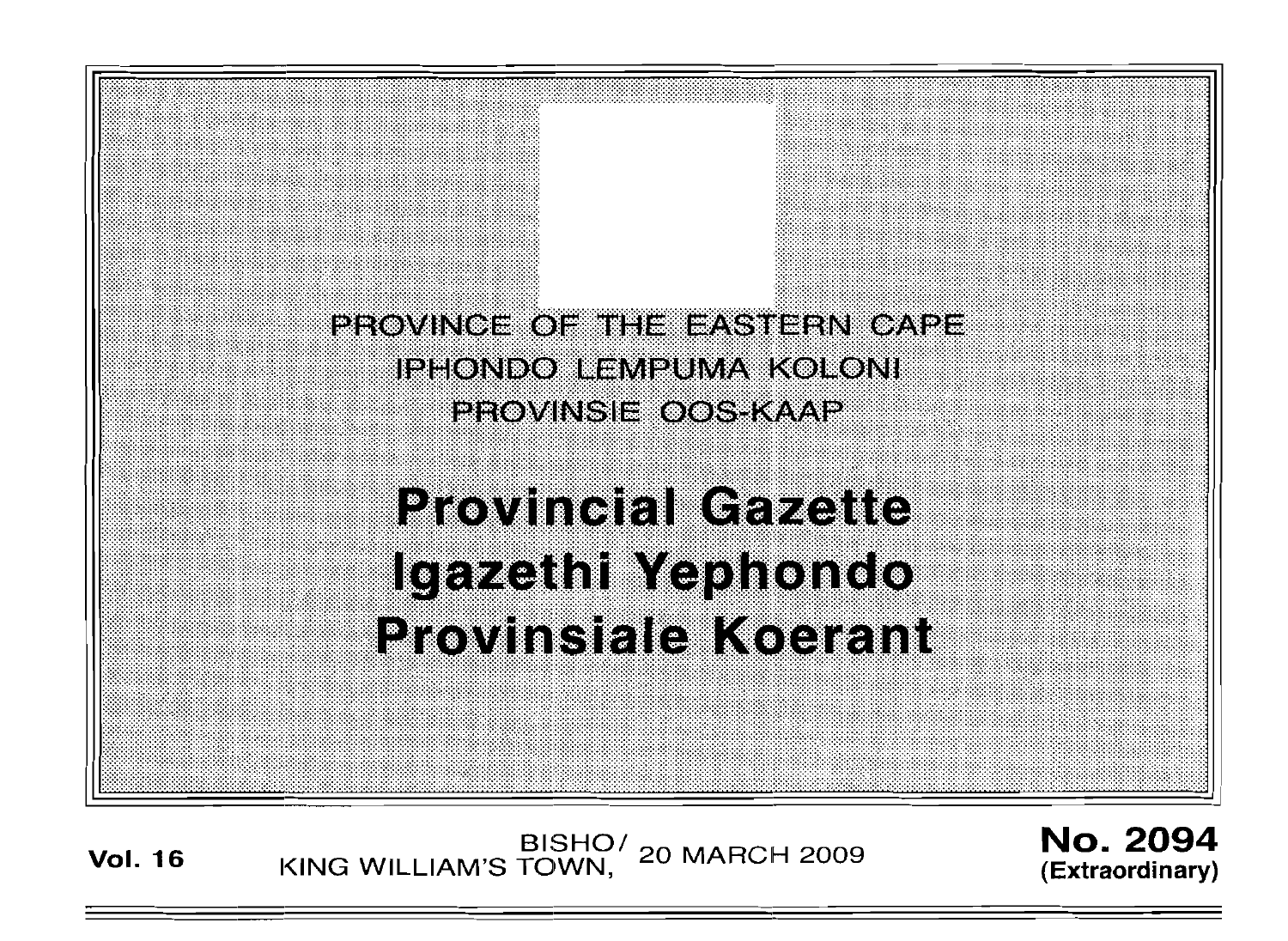PROVINCE OF THE EASTERN CAPE
IPHONDO LEMPUMA KOLONI
PROVINSIE OOS-KAAP

# Provincial Gazette
# Igazethi Yephondo
# Provinsiale Koerant

**Vol. 16** BISHO/ KING WILLIAM'S TOWN, 20 MARCH 2009 **No. 2094** **(Extraordinary)**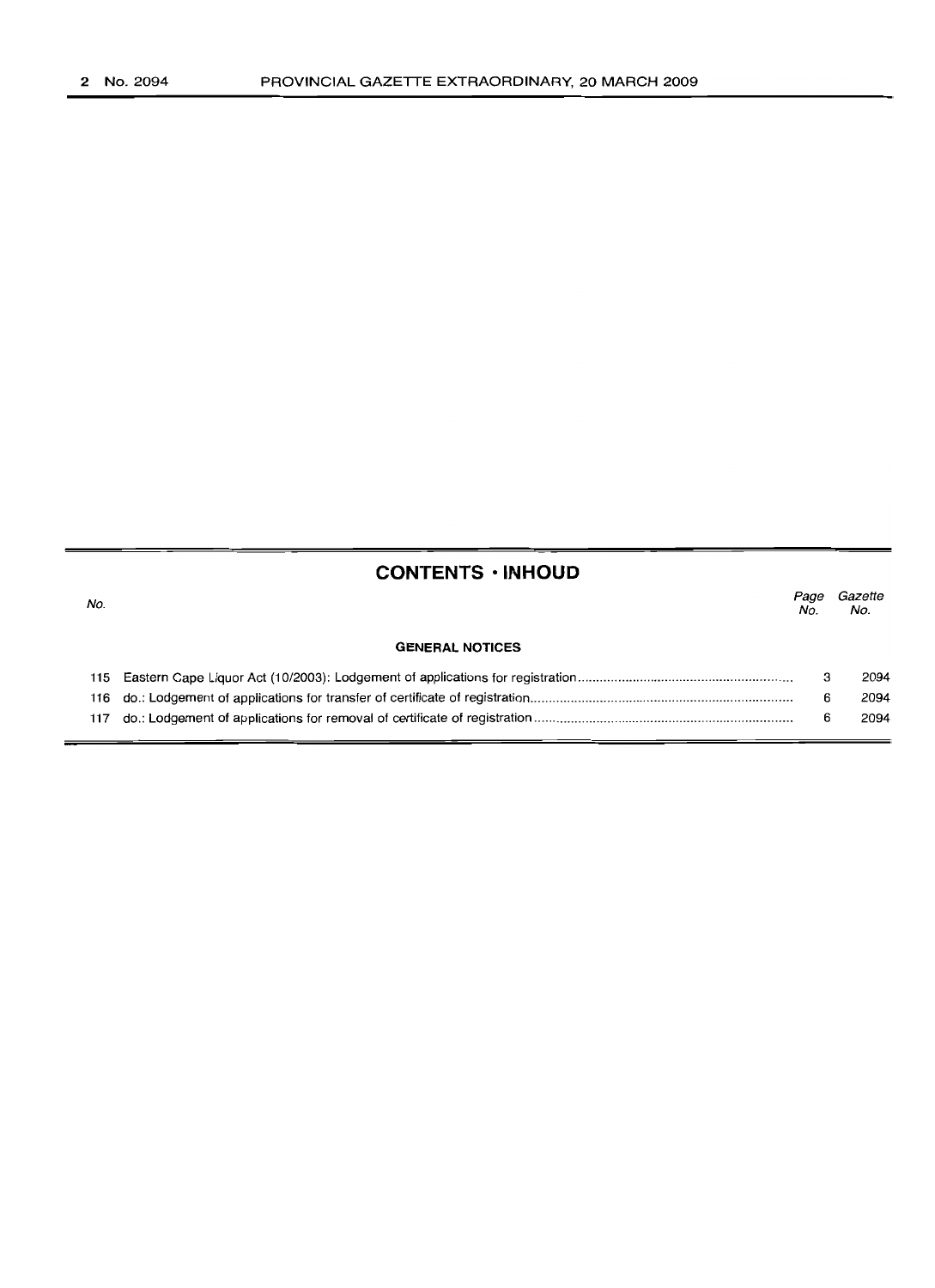## CONTENTS · INHOUD

| No. | | Page No. | Gazette No. |
|---|---|---|---|
| | **GENERAL NOTICES** | | |
| 115 | Eastern Cape Liquor Act (10/2003): Lodgement of applications for registration | 3 | 2094 |
| 116 | do.: Lodgement of applications for transfer of certificate of registration | 6 | 2094 |
| 117 | do.: Lodgement of applications for removal of certificate of registration | 6 | 2094 |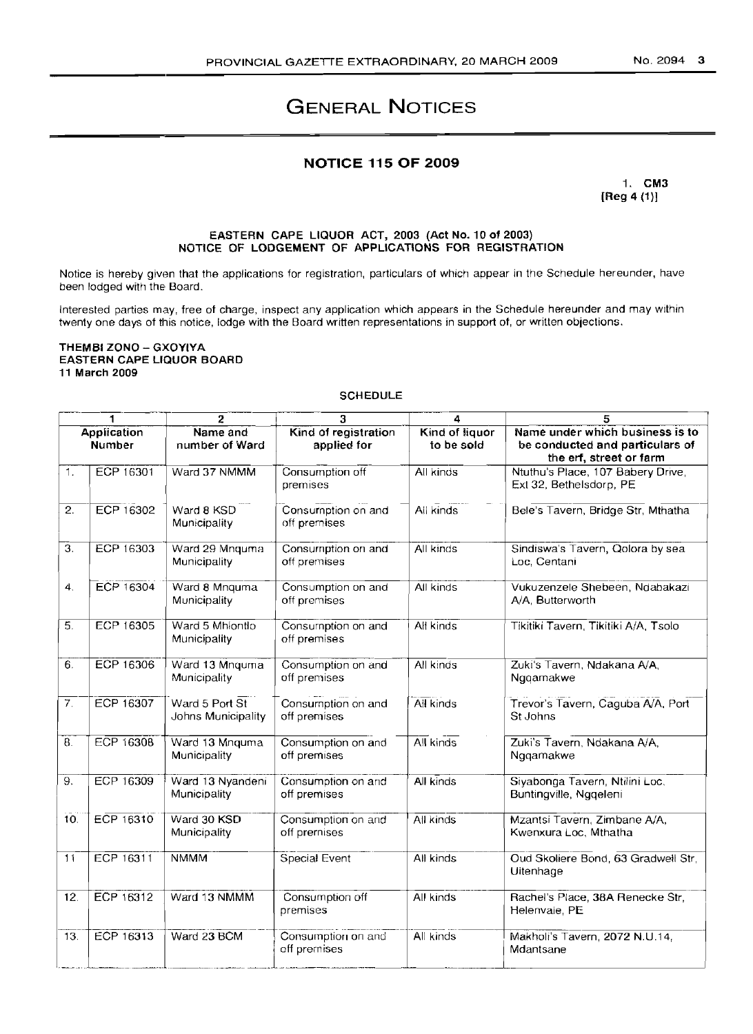# GENERAL NOTICES

## NOTICE 115 OF 2009

1. **CM3**
**[Reg 4 (1)]**

**EASTERN CAPE LIQUOR ACT, 2003 (Act No. 10 of 2003)**
**NOTICE OF LODGEMENT OF APPLICATIONS FOR REGISTRATION**

Notice is hereby given that the applications for registration, particulars of which appear in the Schedule hereunder, have been lodged with the Board.

Interested parties may, free of charge, inspect any application which appears in the Schedule hereunder and may within twenty one days of this notice, lodge with the Board written representations in support of, or written objections.

**THEMBI ZONO – GXOYIYA**
**EASTERN CAPE LIQUOR BOARD**
**11 March 2009**

SCHEDULE

| 1 | | 2 | 3 | 4 | 5 |
|---|---|---|---|---|---|
| Application Number | | Name and number of Ward | Kind of registration applied for | Kind of liquor to be sold | Name under which business is to be conducted and particulars of the erf, street or farm |
| 1. | ECP 16301 | Ward 37 NMMM | Consumption off premises | All kinds | Ntuthu's Place, 107 Babery Drive, Ext 32, Bethelsdorp, PE |
| 2. | ECP 16302 | Ward 8 KSD Municipality | Consumption on and off premises | All kinds | Bele's Tavern, Bridge Str, Mthatha |
| 3. | ECP 16303 | Ward 29 Mnquma Municipality | Consumption on and off premises | All kinds | Sindiswa's Tavern, Qolora by sea Loc, Centani |
| 4. | ECP 16304 | Ward 8 Mnquma Municipality | Consumption on and off premises | All kinds | Vukuzenzele Shebeen, Ndabakazi A/A, Butterworth |
| 5. | ECP 16305 | Ward 5 Mhlontlo Municipality | Consumption on and off premises | All kinds | Tikitiki Tavern, Tikitiki A/A, Tsolo |
| 6. | ECP 16306 | Ward 13 Mnquma Municipality | Consumption on and off premises | All kinds | Zuki's Tavern, Ndakana A/A, Ngqamakwe |
| 7. | ECP 16307 | Ward 5 Port St Johns Municipality | Consumption on and off premises | All kinds | Trevor's Tavern, Caguba A/A, Port St Johns |
| 8. | ECP 16308 | Ward 13 Mnquma Municipality | Consumption on and off premises | All kinds | Zuki's Tavern, Ndakana A/A, Ngqamakwe |
| 9. | ECP 16309 | Ward 13 Nyandeni Municipality | Consumption on and off premises | All kinds | Siyabonga Tavern, Ntilini Loc, Buntingville, Ngqeleni |
| 10. | ECP 16310 | Ward 30 KSD Municipality | Consumption on and off premises | All kinds | Mzantsi Tavern, Zimbane A/A, Kwenxura Loc, Mthatha |
| 11 | ECP 16311 | NMMM | Special Event | All kinds | Oud Skoliere Bond, 63 Gradwell Str, Uitenhage |
| 12. | ECP 16312 | Ward 13 NMMM | Consumption off premises | All kinds | Rachel's Place, 38A Renecke Str, Helenvale, PE |
| 13. | ECP 16313 | Ward 23 BCM | Consumption on and off premises | All kinds | Makholi's Tavern, 2072 N.U.14, Mdantsane |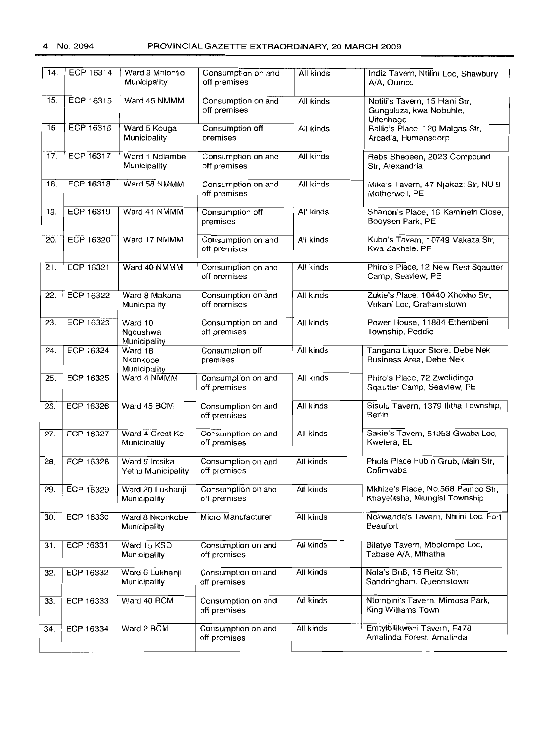| 14. | ECP 16314 | Ward 9 Mhlontlo Municipality | Consumption on and off premises | All kinds | Indiz Tavern, Ntilini Loc, Shawbury A/A, Qumbu |
|---|---|---|---|---|---|
| 15. | ECP 16315 | Ward 45 NMMM | Consumption on and off premises | All kinds | Notiti's Tavern, 15 Hani Str, Gunguluza, kwa Nobuhle, Uitenhage |
| 16. | ECP 16316 | Ward 5 Kouga Municipality | Consumption off premises | All kinds | Ballie's Place, 120 Malgas Str, Arcadia, Humansdorp |
| 17. | ECP 16317 | Ward 1 Ndlambe Municipality | Consumption on and off premises | All kinds | Rebs Shebeen, 2023 Compound Str, Alexandria |
| 18. | ECP 16318 | Ward 58 NMMM | Consumption on and off premises | All kinds | Mike's Tavern, 47 Njakazi Str, NU 9 Motherwell, PE |
| 19. | ECP 16319 | Ward 41 NMMM | Consumption off premises | All kinds | Shanon's Place, 16 Kamineth Close, Booysen Park, PE |
| 20. | ECP 16320 | Ward 17 NMMM | Consumption on and off premises | All kinds | Kubo's Tavern, 10749 Vakaza Str, Kwa Zakhele, PE |
| 21. | ECP 16321 | Ward 40 NMMM | Consumption on and off premises | All kinds | Phiro's Place, 12 New Rest Sqautter Camp, Seaview, PE |
| 22. | ECP 16322 | Ward 8 Makana Municipality | Consumption on and off premises | All kinds | Zukie's Place, 10440 Xhoxho Str, Vukani Loc, Grahamstown |
| 23. | ECP 16323 | Ward 10 Ngqushwa Municipality | Consumption on and off premises | All kinds | Power House, 11884 Ethembeni Township, Peddie |
| 24. | ECP 16324 | Ward 18 Nkonkobe Municipality | Consumption off premises | All kinds | Tangana Liquor Store, Debe Nek Business Area, Debe Nek |
| 25. | ECP 16325 | Ward 4 NMMM | Consumption on and off premises | All kinds | Phiro's Place, 72 Zwelidinga Sqautter Camp, Seaview, PE |
| 26. | ECP 16326 | Ward 45 BCM | Consumption on and off premises | All kinds | Sisulu Tavern, 1379 Ilitha Township, Berlin |
| 27. | ECP 16327 | Ward 4 Great Kei Municipality | Consumption on and off premises | All kinds | Sakie's Tavern, 51053 Gwaba Loc, Kwelera, EL |
| 28. | ECP 16328 | Ward 9 Intsika Yethu Municipality | Consumption on and off premises | All kinds | Phola Place Pub n Grub, Main Str, Cofimvaba |
| 29. | ECP 16329 | Ward 20 Lukhanji Municipality | Consumption on and off premises | All kinds | Mkhize's Place, No.568 Pambo Str, Khayelitsha, Mlungisi Township |
| 30. | ECP 16330 | Ward 8 Nkonkobe Municipality | Micro Manufacturer | All kinds | Nokwanda's Tavern, Ntilini Loc, Fort Beaufort |
| 31. | ECP 16331 | Ward 15 KSD Municipality | Consumption on and off premises | All kinds | Bilatye Tavern, Mbolompo Loc, Tabase A/A, Mthatha |
| 32. | ECP 16332 | Ward 6 Lukhanji Municipality | Consumption on and off premises | All kinds | Nola's BnB, 15 Reitz Str, Sandringham, Queenstown |
| 33. | ECP 16333 | Ward 40 BCM | Consumption on and off premises | All kinds | Ntombini's Tavern, Mimosa Park, King Williams Town |
| 34. | ECP 16334 | Ward 2 BCM | Consumption on and off premises | All kinds | Emtyibilikweni Tavern, F478 Amalinda Forest, Amalinda |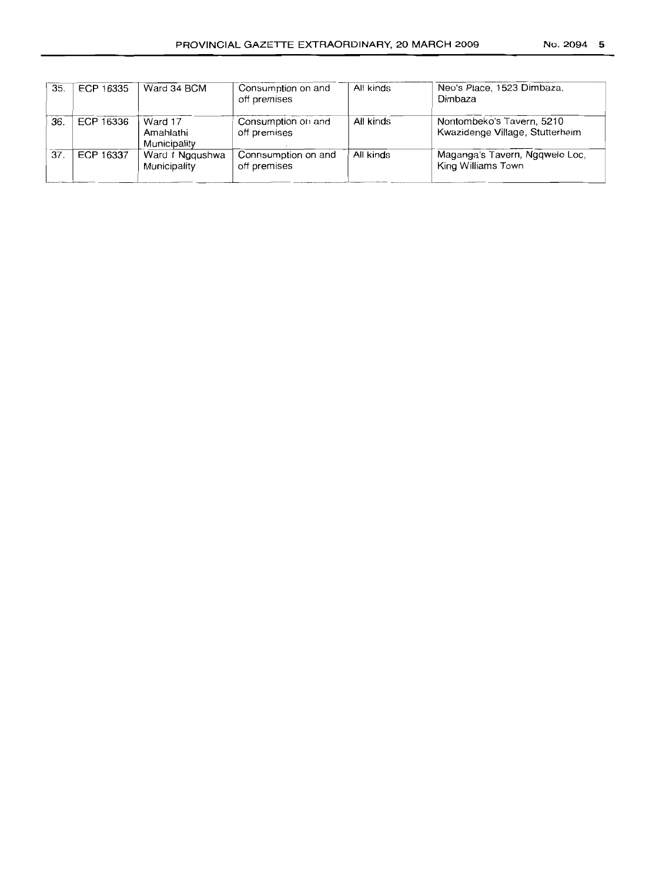| 35. | ECP 16335 | Ward 34 BCM | Consumption on and off premises | All kinds | Neo's Place, 1523 Dimbaza, Dimbaza |
|---|---|---|---|---|---|
| 36. | ECP 16336 | Ward 17 Amahlathi Municipality | Consumption on and off premises | All kinds | Nontombeko's Tavern, 5210 Kwazidenge Village, Stutterheim |
| 37. | ECP 16337 | Ward 1 Ngqushwa Municipality | Connsumption on and off premises | All kinds | Maganga's Tavern, Ngqwelo Loc, King Williams Town |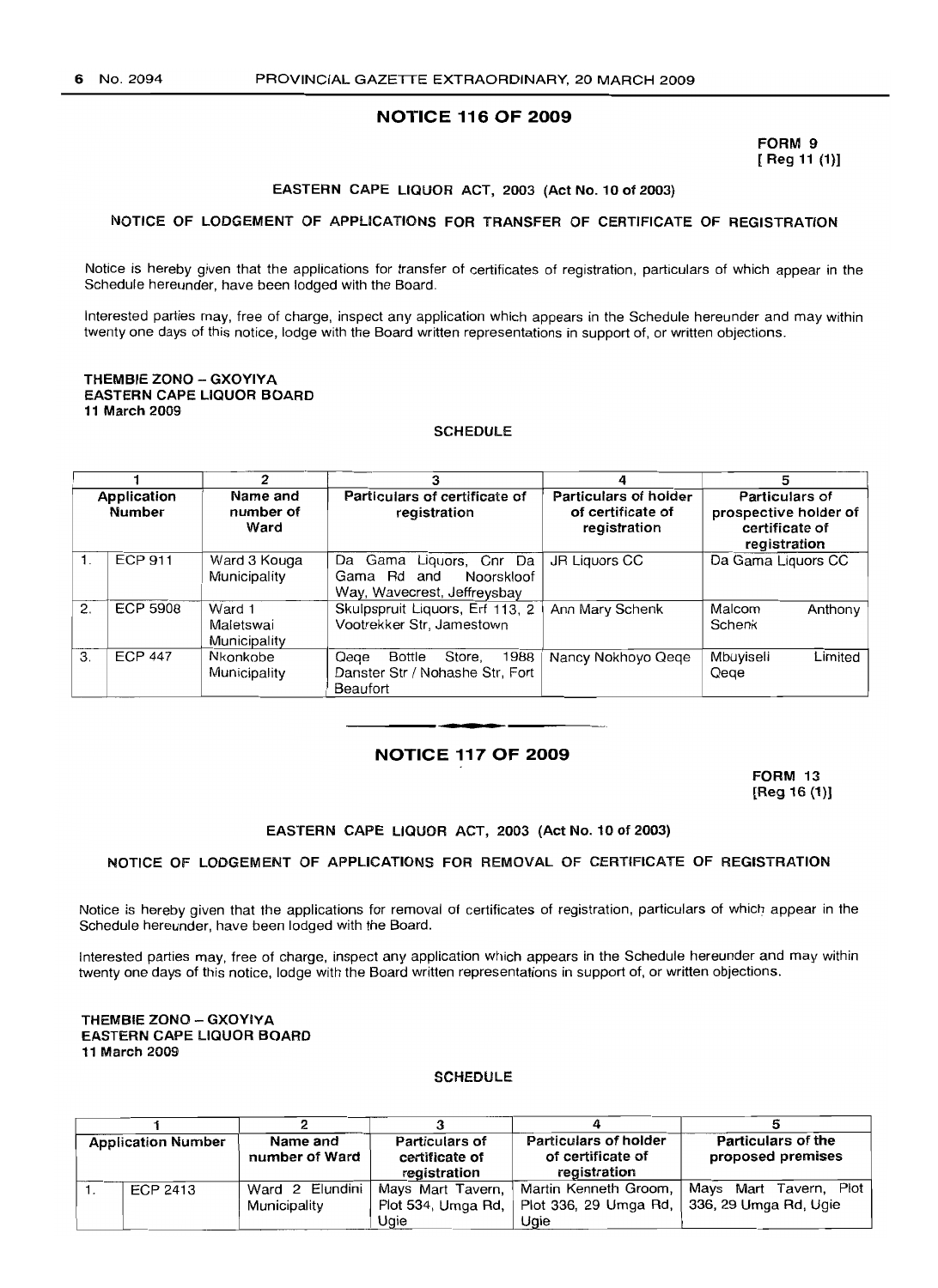## NOTICE 116 OF 2009

**FORM 9**
**[ Reg 11 (1)]**

**EASTERN CAPE LIQUOR ACT, 2003 (Act No. 10 of 2003)**

**NOTICE OF LODGEMENT OF APPLICATIONS FOR TRANSFER OF CERTIFICATE OF REGISTRATION**

Notice is hereby given that the applications for transfer of certificates of registration, particulars of which appear in the Schedule hereunder, have been lodged with the Board.

Interested parties may, free of charge, inspect any application which appears in the Schedule hereunder and may within twenty one days of this notice, lodge with the Board written representations in support of, or written objections.

**THEMBIE ZONO – GXOYIYA**
**EASTERN CAPE LIQUOR BOARD**
**11 March 2009**

**SCHEDULE**

| 1 | | 2 | 3 | 4 | 5 |
|---|---|---|---|---|---|
| **Application Number** | | **Name and number of Ward** | **Particulars of certificate of registration** | **Particulars of holder of certificate of registration** | **Particulars of prospective holder of certificate of registration** |
| 1. | ECP 911 | Ward 3 Kouga Municipality | Da Gama Liquors, Cnr Da Gama Rd and Noorskloof Way, Wavecrest, Jeffreysbay | JR Liquors CC | Da Gama Liquors CC |
| 2. | ECP 5908 | Ward 1 Maletswai Municipality | Skulpspruit Liquors, Erf 113, 2 Vootrekker Str, Jamestown | Ann Mary Schenk | Malcom Anthony Schenk |
| 3. | ECP 447 | Nkonkobe Municipality | Qeqe Bottle Store, 1988 Danster Str / Nohashe Str, Fort Beaufort | Nancy Nokhoyo Qeqe | Mbuyiseli Limited Qeqe |

## NOTICE 117 OF 2009

**FORM 13**
**[Reg 16 (1)]**

**EASTERN CAPE LIQUOR ACT, 2003 (Act No. 10 of 2003)**

**NOTICE OF LODGEMENT OF APPLICATIONS FOR REMOVAL OF CERTIFICATE OF REGISTRATION**

Notice is hereby given that the applications for removal of certificates of registration, particulars of which appear in the Schedule hereunder, have been lodged with the Board.

Interested parties may, free of charge, inspect any application which appears in the Schedule hereunder and may within twenty one days of this notice, lodge with the Board written representations in support of, or written objections.

**THEMBIE ZONO – GXOYIYA**
**EASTERN CAPE LIQUOR BOARD**
**11 March 2009**

**SCHEDULE**

| 1 | | 2 | 3 | 4 | 5 |
|---|---|---|---|---|---|
| **Application Number** | | **Name and number of Ward** | **Particulars of certificate of registration** | **Particulars of holder of certificate of registration** | **Particulars of the proposed premises** |
| 1. | ECP 2413 | Ward 2 Elundini Municipality | Mays Mart Tavern, Plot 534, Umga Rd, Ugie | Martin Kenneth Groom, Plot 336, 29 Umga Rd, Ugie | Mays Mart Tavern, Plot 336, 29 Umga Rd, Ugie |